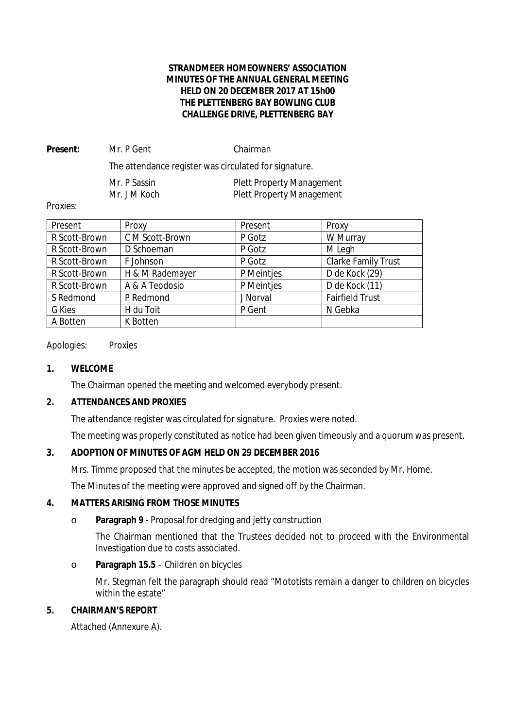**STRANDMEER HOMEOWNERS' ASSOCIATION**
**MINUTES OF THE ANNUAL GENERAL MEETING**
**HELD ON 20 DECEMBER 2017 AT 15h00**
**THE PLETTENBERG BAY BOWLING CLUB**
**CHALLENGE DRIVE, PLETTENBERG BAY**

**Present:** Mr. P Gent — Chairman

The attendance register was circulated for signature.

Mr. P Sassin — Plett Property Management
Mr. J M Koch — Plett Property Management

Proxies:

| Present | Proxy | Present | Proxy |
|---|---|---|---|
| R Scott-Brown | C M Scott-Brown | P Gotz | W Murray |
| R Scott-Brown | D Schoeman | P Gotz | M Legh |
| R Scott-Brown | F Johnson | P Gotz | Clarke Family Trust |
| R Scott-Brown | H & M Rademayer | P Meintjes | D de Kock (29) |
| R Scott-Brown | A & A Teodosio | P Meintjes | D de Kock (11) |
| S Redmond | P Redmond | J Norval | Fairfield Trust |
| G Kies | H du Toit | P Gent | N Gebka |
| A Botten | K Botten | | |

Apologies: Proxies

**1. WELCOME**

The Chairman opened the meeting and welcomed everybody present.

**2. ATTENDANCES AND PROXIES**

The attendance register was circulated for signature. Proxies were noted.

The meeting was properly constituted as notice had been given timeously and a quorum was present.

**3. ADOPTION OF MINUTES OF AGM HELD ON 29 DECEMBER 2016**

Mrs. Timme proposed that the minutes be accepted, the motion was seconded by Mr. Home.

The Minutes of the meeting were approved and signed off by the Chairman.

**4. MATTERS ARISING FROM THOSE MINUTES**

- **Paragraph 9** - Proposal for dredging and jetty construction

  The Chairman mentioned that the Trustees decided not to proceed with the Environmental Investigation due to costs associated.

- **Paragraph 15.5** – Children on bicycles

  Mr. Stegman felt the paragraph should read "Mototists remain a danger to children on bicycles within the estate"

**5. CHAIRMAN'S REPORT**

Attached (Annexure A).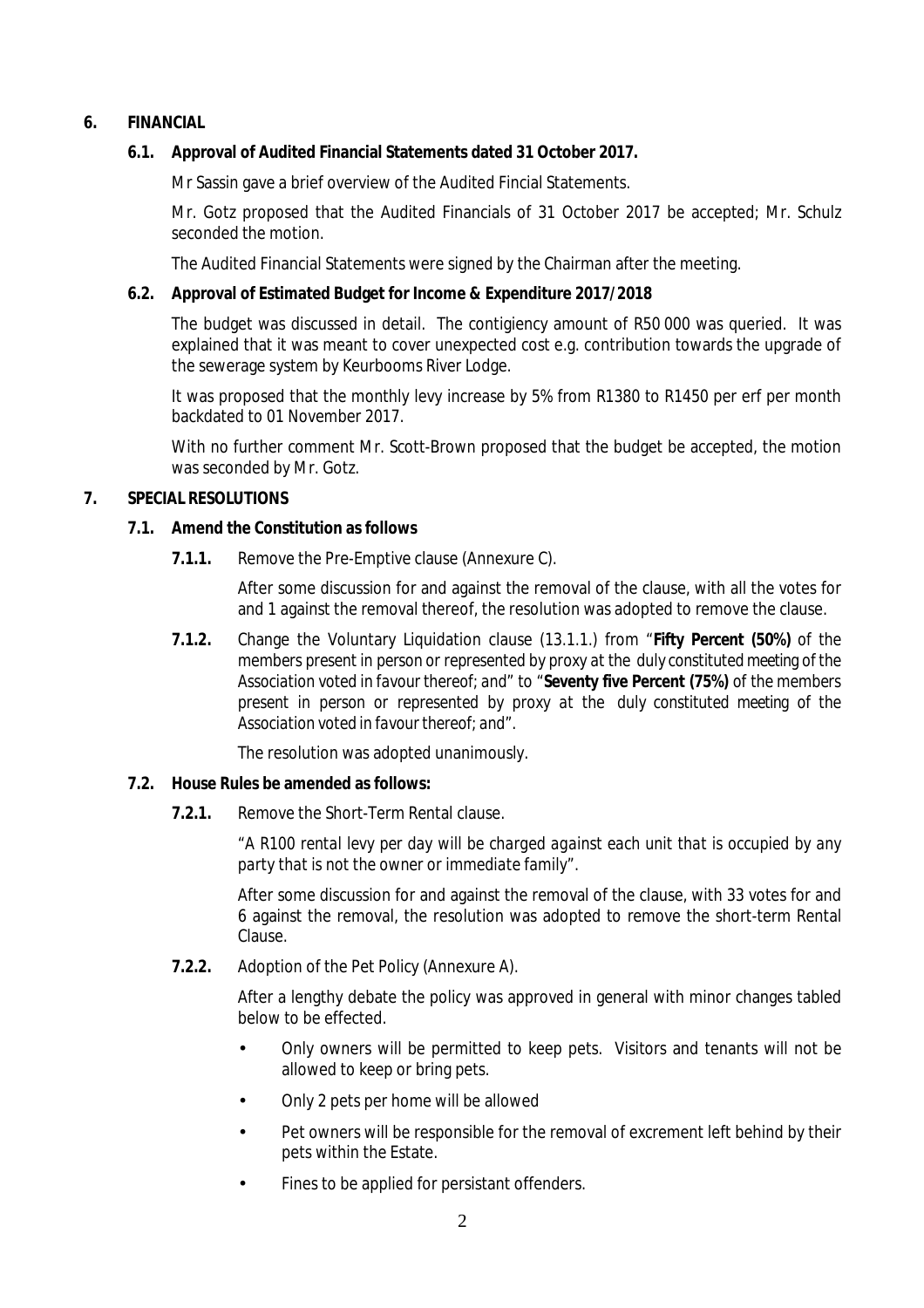## 6. FINANCIAL

### 6.1. Approval of Audited Financial Statements dated 31 October 2017.

Mr Sassin gave a brief overview of the Audited Fincial Statements.

Mr. Gotz proposed that the Audited Financials of 31 October 2017 be accepted; Mr. Schulz seconded the motion.

The Audited Financial Statements were signed by the Chairman after the meeting.

### 6.2. Approval of Estimated Budget for Income & Expenditure 2017/2018

The budget was discussed in detail. The contigiency amount of R50 000 was queried. It was explained that it was meant to cover unexpected cost e.g. contribution towards the upgrade of the sewerage system by Keurbooms River Lodge.

It was proposed that the monthly levy increase by 5% from R1380 to R1450 per erf per month backdated to 01 November 2017.

With no further comment Mr. Scott-Brown proposed that the budget be accepted, the motion was seconded by Mr. Gotz.

## 7. SPECIAL RESOLUTIONS

### 7.1. Amend the Constitution as follows

**7.1.1.** Remove the Pre-Emptive clause (Annexure C).

After some discussion for and against the removal of the clause, with all the votes for and 1 against the removal thereof, the resolution was adopted to remove the clause.

**7.1.2.** Change the Voluntary Liquidation clause (13.1.1.) from "**Fifty Percent (50%)** of the members present in person or represented by proxy at the duly constituted meeting of the Association voted in favour thereof; and" to "**Seventy five Percent (75%)** of the members present in person or represented by proxy at the duly constituted meeting of the Association voted in favour thereof; and".

The resolution was adopted unanimously.

### 7.2. House Rules be amended as follows:

**7.2.1.** Remove the Short-Term Rental clause.

*"A R100 rental levy per day will be charged against each unit that is occupied by any party that is not the owner or immediate family".*

After some discussion for and against the removal of the clause, with 33 votes for and 6 against the removal, the resolution was adopted to remove the short-term Rental Clause.

**7.2.2.** Adoption of the Pet Policy (Annexure A).

After a lengthy debate the policy was approved in general with minor changes tabled below to be effected.

- Only owners will be permitted to keep pets. Visitors and tenants will not be allowed to keep or bring pets.
- Only 2 pets per home will be allowed
- Pet owners will be responsible for the removal of excrement left behind by their pets within the Estate.
- Fines to be applied for persistant offenders.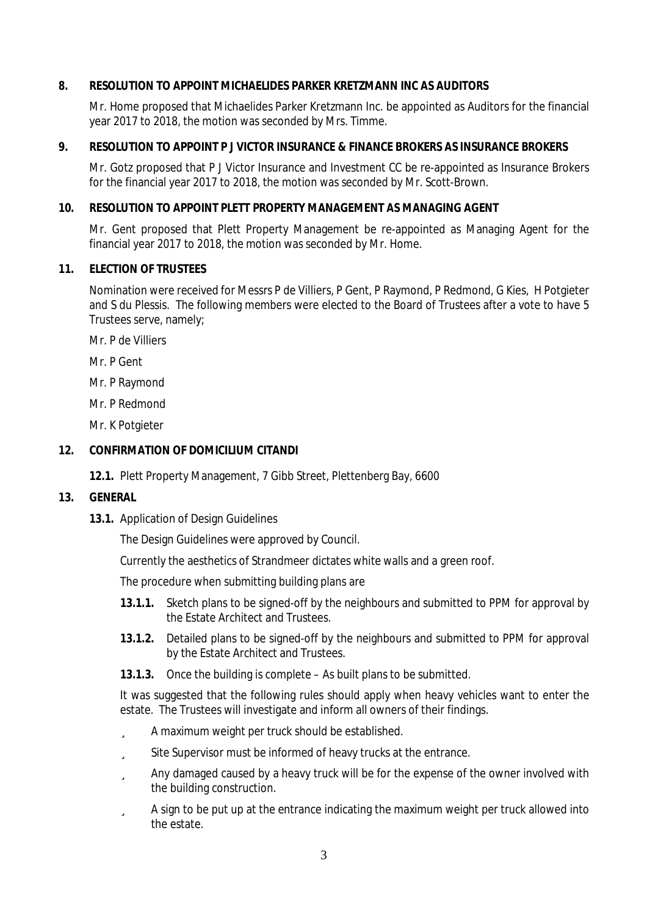## 8. RESOLUTION TO APPOINT MICHAELIDES PARKER KRETZMANN INC AS AUDITORS

Mr. Home proposed that Michaelides Parker Kretzmann Inc. be appointed as Auditors for the financial year 2017 to 2018, the motion was seconded by Mrs. Timme.

## 9. RESOLUTION TO APPOINT P J VICTOR INSURANCE & FINANCE BROKERS AS INSURANCE BROKERS

Mr. Gotz proposed that P J Victor Insurance and Investment CC be re-appointed as Insurance Brokers for the financial year 2017 to 2018, the motion was seconded by Mr. Scott-Brown.

## 10. RESOLUTION TO APPOINT PLETT PROPERTY MANAGEMENT AS MANAGING AGENT

Mr. Gent proposed that Plett Property Management be re-appointed as Managing Agent for the financial year 2017 to 2018, the motion was seconded by Mr. Home.

## 11. ELECTION OF TRUSTEES

Nomination were received for Messrs P de Villiers, P Gent, P Raymond, P Redmond, G Kies, H Potgieter and S du Plessis. The following members were elected to the Board of Trustees after a vote to have 5 Trustees serve, namely;

Mr. P de Villiers

Mr. P Gent

Mr. P Raymond

Mr. P Redmond

Mr. K Potgieter

## 12. CONFIRMATION OF DOMICILIUM CITANDI

**12.1.** Plett Property Management, 7 Gibb Street, Plettenberg Bay, 6600

## 13. GENERAL

**13.1.** Application of Design Guidelines

The Design Guidelines were approved by Council.

Currently the aesthetics of Strandmeer dictates white walls and a green roof.

The procedure when submitting building plans are

**13.1.1.** Sketch plans to be signed-off by the neighbours and submitted to PPM for approval by the Estate Architect and Trustees.

**13.1.2.** Detailed plans to be signed-off by the neighbours and submitted to PPM for approval by the Estate Architect and Trustees.

**13.1.3.** Once the building is complete – As built plans to be submitted.

It was suggested that the following rules should apply when heavy vehicles want to enter the estate. The Trustees will investigate and inform all owners of their findings.

- A maximum weight per truck should be established.
- Site Supervisor must be informed of heavy trucks at the entrance.
- Any damaged caused by a heavy truck will be for the expense of the owner involved with the building construction.
- A sign to be put up at the entrance indicating the maximum weight per truck allowed into the estate.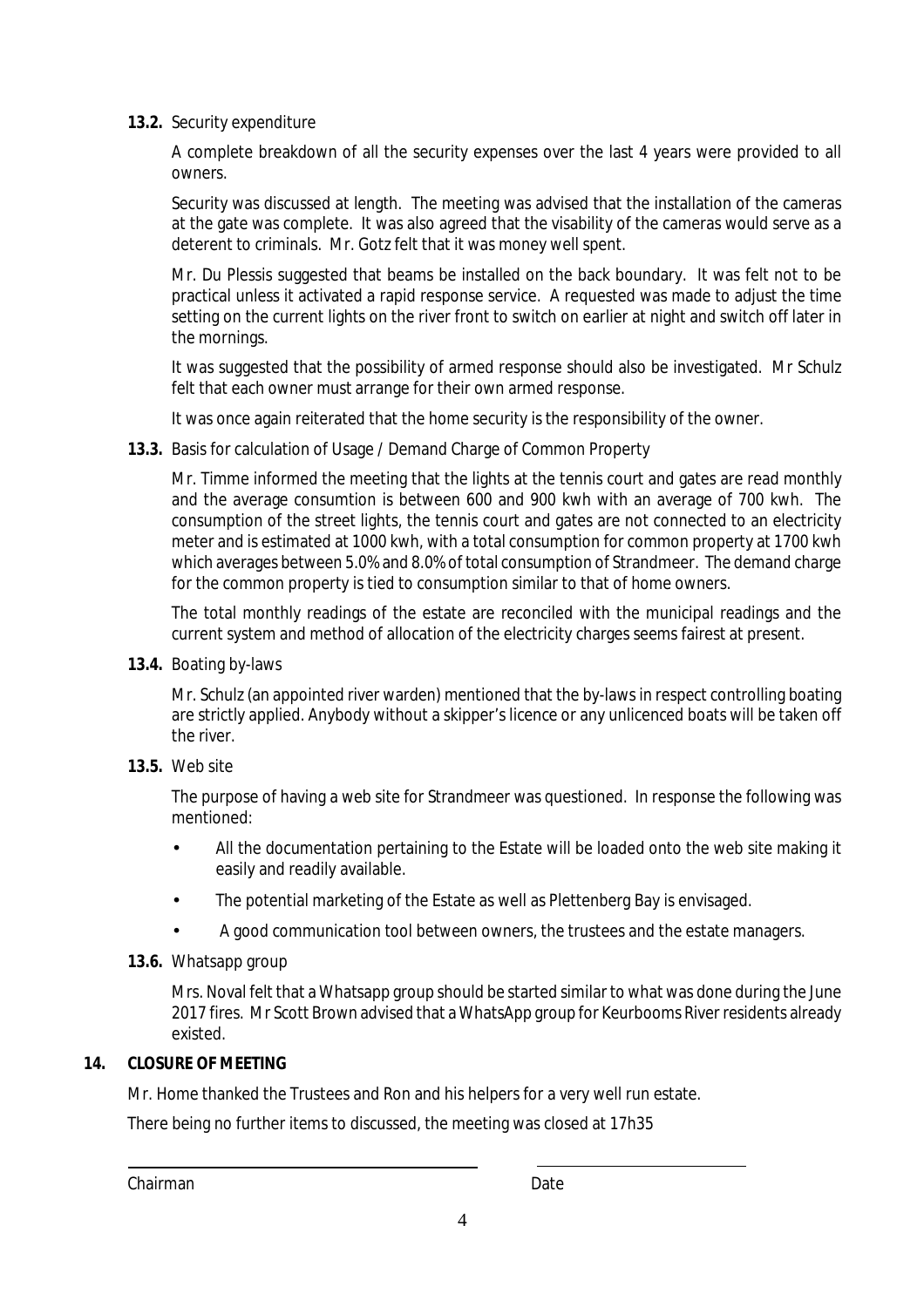**13.2.** Security expenditure

A complete breakdown of all the security expenses over the last 4 years were provided to all owners.

Security was discussed at length. The meeting was advised that the installation of the cameras at the gate was complete. It was also agreed that the visability of the cameras would serve as a deterent to criminals. Mr. Gotz felt that it was money well spent.

Mr. Du Plessis suggested that beams be installed on the back boundary. It was felt not to be practical unless it activated a rapid response service. A requested was made to adjust the time setting on the current lights on the river front to switch on earlier at night and switch off later in the mornings.

It was suggested that the possibility of armed response should also be investigated. Mr Schulz felt that each owner must arrange for their own armed response.

It was once again reiterated that the home security is the responsibility of the owner.

**13.3.** Basis for calculation of Usage / Demand Charge of Common Property

Mr. Timme informed the meeting that the lights at the tennis court and gates are read monthly and the average consumtion is between 600 and 900 kwh with an average of 700 kwh. The consumption of the street lights, the tennis court and gates are not connected to an electricity meter and is estimated at 1000 kwh, with a total consumption for common property at 1700 kwh which averages between 5.0% and 8.0% of total consumption of Strandmeer. The demand charge for the common property is tied to consumption similar to that of home owners.

The total monthly readings of the estate are reconciled with the municipal readings and the current system and method of allocation of the electricity charges seems fairest at present.

**13.4.** Boating by-laws

Mr. Schulz (an appointed river warden) mentioned that the by-laws in respect controlling boating are strictly applied. Anybody without a skipper's licence or any unlicenced boats will be taken off the river.

**13.5.** Web site

The purpose of having a web site for Strandmeer was questioned. In response the following was mentioned:

- All the documentation pertaining to the Estate will be loaded onto the web site making it easily and readily available.
- The potential marketing of the Estate as well as Plettenberg Bay is envisaged.
- A good communication tool between owners, the trustees and the estate managers.

**13.6.** Whatsapp group

Mrs. Noval felt that a Whatsapp group should be started similar to what was done during the June 2017 fires. Mr Scott Brown advised that a WhatsApp group for Keurbooms River residents already existed.

**14. CLOSURE OF MEETING**

Mr. Home thanked the Trustees and Ron and his helpers for a very well run estate.

There being no further items to discussed, the meeting was closed at 17h35

Chairman

Date